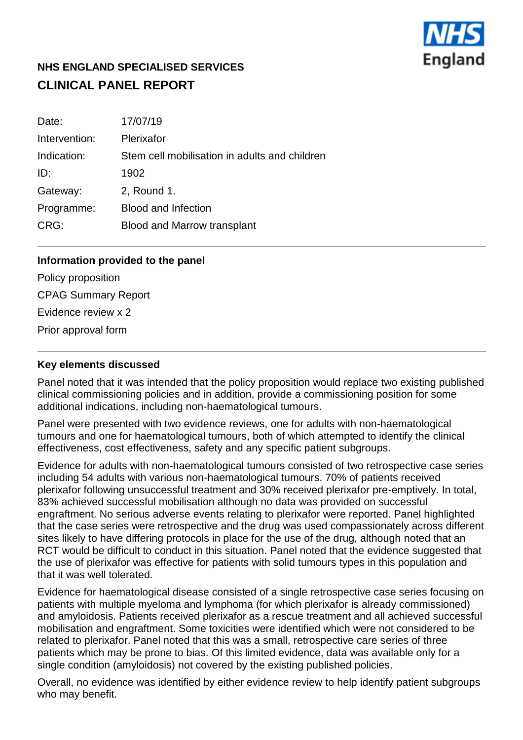## NHS ENGLAND SPECIALISED SERVICES

# CLINICAL PANEL REPORT

| | |
|---|---|
| Date: | 17/07/19 |
| Intervention: | Plerixafor |
| Indication: | Stem cell mobilisation in adults and children |
| ID: | 1902 |
| Gateway: | 2, Round 1. |
| Programme: | Blood and Infection |
| CRG: | Blood and Marrow transplant |

---

**Information provided to the panel**

Policy proposition

CPAG Summary Report

Evidence review x 2

Prior approval form

---

**Key elements discussed**

Panel noted that it was intended that the policy proposition would replace two existing published clinical commissioning policies and in addition, provide a commissioning position for some additional indications, including non-haematological tumours.

Panel were presented with two evidence reviews, one for adults with non-haematological tumours and one for haematological tumours, both of which attempted to identify the clinical effectiveness, cost effectiveness, safety and any specific patient subgroups.

Evidence for adults with non-haematological tumours consisted of two retrospective case series including 54 adults with various non-haematological tumours. 70% of patients received plerixafor following unsuccessful treatment and 30% received plerixafor pre-emptively. In total, 83% achieved successful mobilisation although no data was provided on successful engraftment. No serious adverse events relating to plerixafor were reported. Panel highlighted that the case series were retrospective and the drug was used compassionately across different sites likely to have differing protocols in place for the use of the drug, although noted that an RCT would be difficult to conduct in this situation. Panel noted that the evidence suggested that the use of plerixafor was effective for patients with solid tumours types in this population and that it was well tolerated.

Evidence for haematological disease consisted of a single retrospective case series focusing on patients with multiple myeloma and lymphoma (for which plerixafor is already commissioned) and amyloidosis. Patients received plerixafor as a rescue treatment and all achieved successful mobilisation and engraftment. Some toxicities were identified which were not considered to be related to plerixafor. Panel noted that this was a small, retrospective care series of three patients which may be prone to bias. Of this limited evidence, data was available only for a single condition (amyloidosis) not covered by the existing published policies.

Overall, no evidence was identified by either evidence review to help identify patient subgroups who may benefit.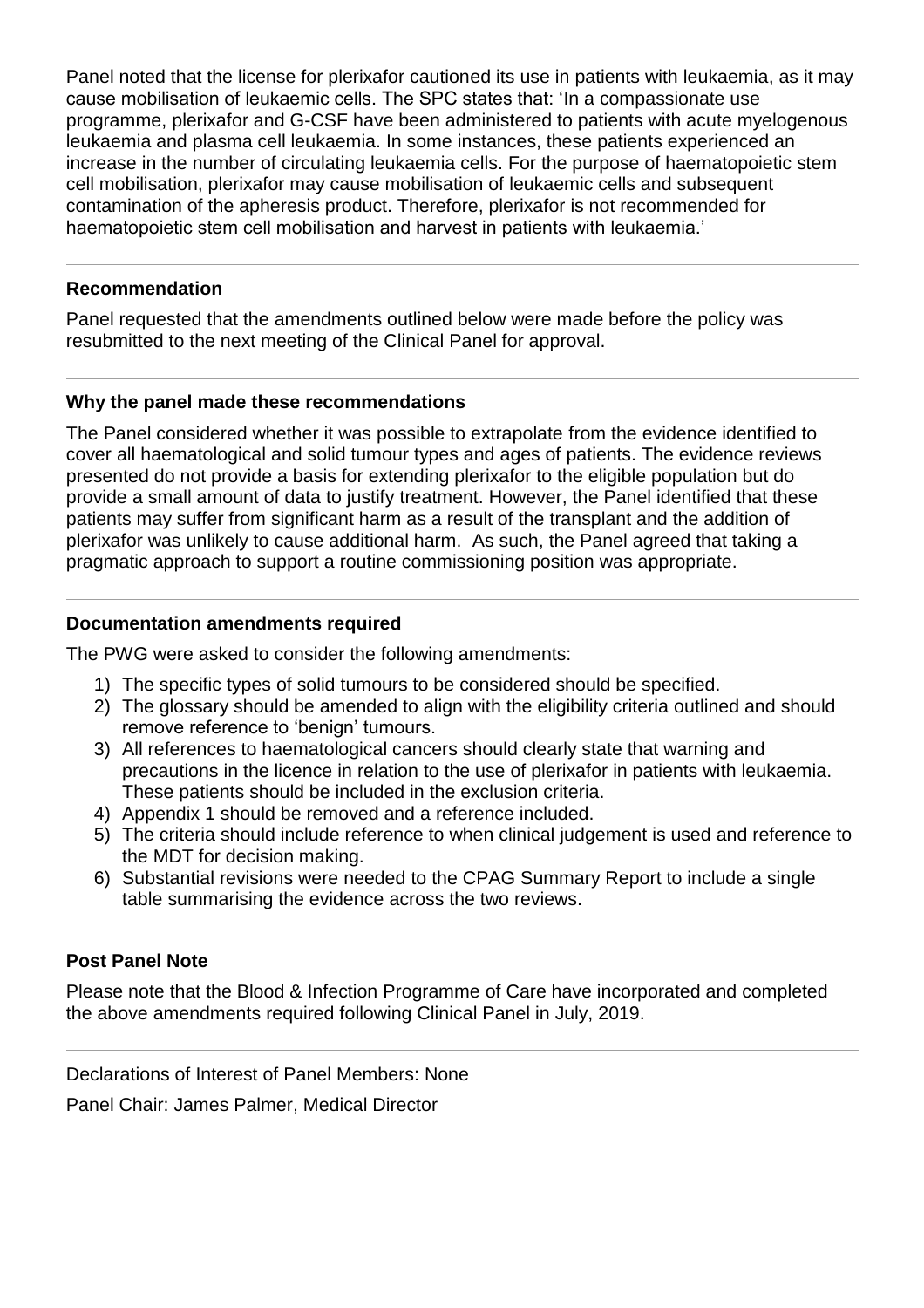Panel noted that the license for plerixafor cautioned its use in patients with leukaemia, as it may cause mobilisation of leukaemic cells. The SPC states that: 'In a compassionate use programme, plerixafor and G-CSF have been administered to patients with acute myelogenous leukaemia and plasma cell leukaemia. In some instances, these patients experienced an increase in the number of circulating leukaemia cells. For the purpose of haematopoietic stem cell mobilisation, plerixafor may cause mobilisation of leukaemic cells and subsequent contamination of the apheresis product. Therefore, plerixafor is not recommended for haematopoietic stem cell mobilisation and harvest in patients with leukaemia.'

---

**Recommendation**

Panel requested that the amendments outlined below were made before the policy was resubmitted to the next meeting of the Clinical Panel for approval.

---

**Why the panel made these recommendations**

The Panel considered whether it was possible to extrapolate from the evidence identified to cover all haematological and solid tumour types and ages of patients. The evidence reviews presented do not provide a basis for extending plerixafor to the eligible population but do provide a small amount of data to justify treatment. However, the Panel identified that these patients may suffer from significant harm as a result of the transplant and the addition of plerixafor was unlikely to cause additional harm. As such, the Panel agreed that taking a pragmatic approach to support a routine commissioning position was appropriate.

---

**Documentation amendments required**

The PWG were asked to consider the following amendments:

1) The specific types of solid tumours to be considered should be specified.
2) The glossary should be amended to align with the eligibility criteria outlined and should remove reference to 'benign' tumours.
3) All references to haematological cancers should clearly state that warning and precautions in the licence in relation to the use of plerixafor in patients with leukaemia. These patients should be included in the exclusion criteria.
4) Appendix 1 should be removed and a reference included.
5) The criteria should include reference to when clinical judgement is used and reference to the MDT for decision making.
6) Substantial revisions were needed to the CPAG Summary Report to include a single table summarising the evidence across the two reviews.

---

**Post Panel Note**

Please note that the Blood & Infection Programme of Care have incorporated and completed the above amendments required following Clinical Panel in July, 2019.

---

Declarations of Interest of Panel Members: None

Panel Chair: James Palmer, Medical Director